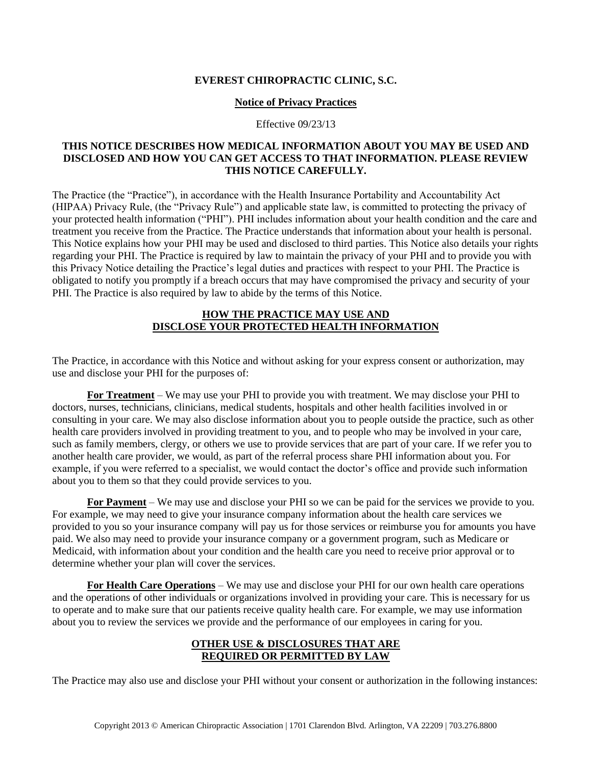# EVEREST CHIROPRACTIC CLINIC, S.C.

## Notice of Privacy Practices

Effective 09/23/13

**THIS NOTICE DESCRIBES HOW MEDICAL INFORMATION ABOUT YOU MAY BE USED AND DISCLOSED AND HOW YOU CAN GET ACCESS TO THAT INFORMATION. PLEASE REVIEW THIS NOTICE CAREFULLY.**

The Practice (the "Practice"), in accordance with the Health Insurance Portability and Accountability Act (HIPAA) Privacy Rule, (the "Privacy Rule") and applicable state law, is committed to protecting the privacy of your protected health information ("PHI"). PHI includes information about your health condition and the care and treatment you receive from the Practice. The Practice understands that information about your health is personal. This Notice explains how your PHI may be used and disclosed to third parties. This Notice also details your rights regarding your PHI. The Practice is required by law to maintain the privacy of your PHI and to provide you with this Privacy Notice detailing the Practice's legal duties and practices with respect to your PHI. The Practice is obligated to notify you promptly if a breach occurs that may have compromised the privacy and security of your PHI. The Practice is also required by law to abide by the terms of this Notice.

## HOW THE PRACTICE MAY USE AND DISCLOSE YOUR PROTECTED HEALTH INFORMATION

The Practice, in accordance with this Notice and without asking for your express consent or authorization, may use and disclose your PHI for the purposes of:

**For Treatment** – We may use your PHI to provide you with treatment. We may disclose your PHI to doctors, nurses, technicians, clinicians, medical students, hospitals and other health facilities involved in or consulting in your care. We may also disclose information about you to people outside the practice, such as other health care providers involved in providing treatment to you, and to people who may be involved in your care, such as family members, clergy, or others we use to provide services that are part of your care. If we refer you to another health care provider, we would, as part of the referral process share PHI information about you. For example, if you were referred to a specialist, we would contact the doctor's office and provide such information about you to them so that they could provide services to you.

**For Payment** – We may use and disclose your PHI so we can be paid for the services we provide to you. For example, we may need to give your insurance company information about the health care services we provided to you so your insurance company will pay us for those services or reimburse you for amounts you have paid. We also may need to provide your insurance company or a government program, such as Medicare or Medicaid, with information about your condition and the health care you need to receive prior approval or to determine whether your plan will cover the services.

**For Health Care Operations** – We may use and disclose your PHI for our own health care operations and the operations of other individuals or organizations involved in providing your care. This is necessary for us to operate and to make sure that our patients receive quality health care. For example, we may use information about you to review the services we provide and the performance of our employees in caring for you.

## OTHER USE & DISCLOSURES THAT ARE REQUIRED OR PERMITTED BY LAW

The Practice may also use and disclose your PHI without your consent or authorization in the following instances: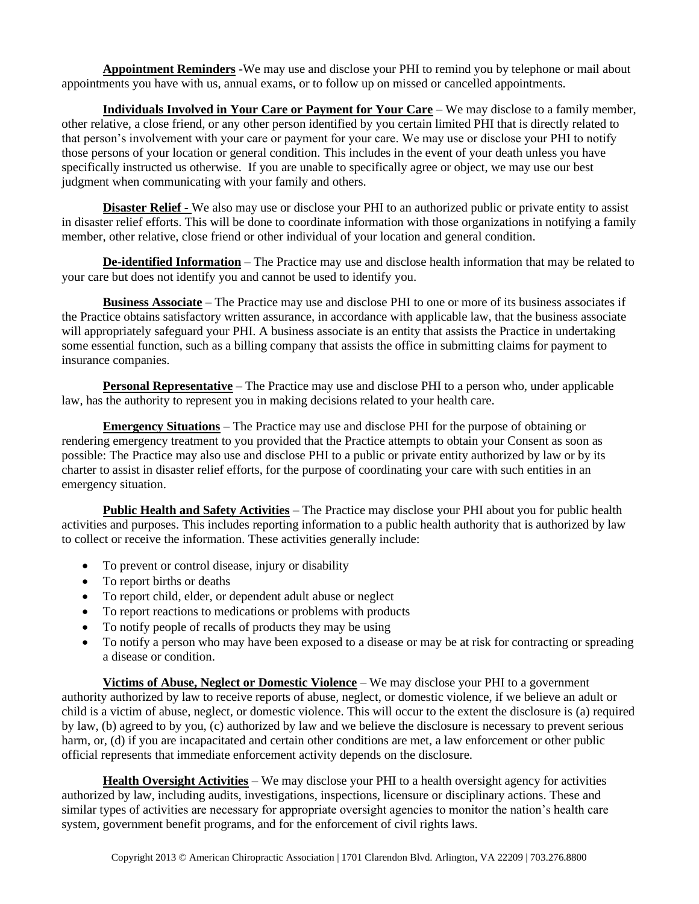**Appointment Reminders** -We may use and disclose your PHI to remind you by telephone or mail about appointments you have with us, annual exams, or to follow up on missed or cancelled appointments.

**Individuals Involved in Your Care or Payment for Your Care** – We may disclose to a family member, other relative, a close friend, or any other person identified by you certain limited PHI that is directly related to that person's involvement with your care or payment for your care. We may use or disclose your PHI to notify those persons of your location or general condition. This includes in the event of your death unless you have specifically instructed us otherwise. If you are unable to specifically agree or object, we may use our best judgment when communicating with your family and others.

**Disaster Relief -** We also may use or disclose your PHI to an authorized public or private entity to assist in disaster relief efforts. This will be done to coordinate information with those organizations in notifying a family member, other relative, close friend or other individual of your location and general condition.

**De-identified Information** – The Practice may use and disclose health information that may be related to your care but does not identify you and cannot be used to identify you.

**Business Associate** – The Practice may use and disclose PHI to one or more of its business associates if the Practice obtains satisfactory written assurance, in accordance with applicable law, that the business associate will appropriately safeguard your PHI. A business associate is an entity that assists the Practice in undertaking some essential function, such as a billing company that assists the office in submitting claims for payment to insurance companies.

**Personal Representative** – The Practice may use and disclose PHI to a person who, under applicable law, has the authority to represent you in making decisions related to your health care.

**Emergency Situations** – The Practice may use and disclose PHI for the purpose of obtaining or rendering emergency treatment to you provided that the Practice attempts to obtain your Consent as soon as possible: The Practice may also use and disclose PHI to a public or private entity authorized by law or by its charter to assist in disaster relief efforts, for the purpose of coordinating your care with such entities in an emergency situation.

**Public Health and Safety Activities** – The Practice may disclose your PHI about you for public health activities and purposes. This includes reporting information to a public health authority that is authorized by law to collect or receive the information. These activities generally include:

- To prevent or control disease, injury or disability
- To report births or deaths
- To report child, elder, or dependent adult abuse or neglect
- To report reactions to medications or problems with products
- To notify people of recalls of products they may be using
- To notify a person who may have been exposed to a disease or may be at risk for contracting or spreading a disease or condition.

**Victims of Abuse, Neglect or Domestic Violence** – We may disclose your PHI to a government authority authorized by law to receive reports of abuse, neglect, or domestic violence, if we believe an adult or child is a victim of abuse, neglect, or domestic violence. This will occur to the extent the disclosure is (a) required by law, (b) agreed to by you, (c) authorized by law and we believe the disclosure is necessary to prevent serious harm, or, (d) if you are incapacitated and certain other conditions are met, a law enforcement or other public official represents that immediate enforcement activity depends on the disclosure.

**Health Oversight Activities** – We may disclose your PHI to a health oversight agency for activities authorized by law, including audits, investigations, inspections, licensure or disciplinary actions. These and similar types of activities are necessary for appropriate oversight agencies to monitor the nation's health care system, government benefit programs, and for the enforcement of civil rights laws.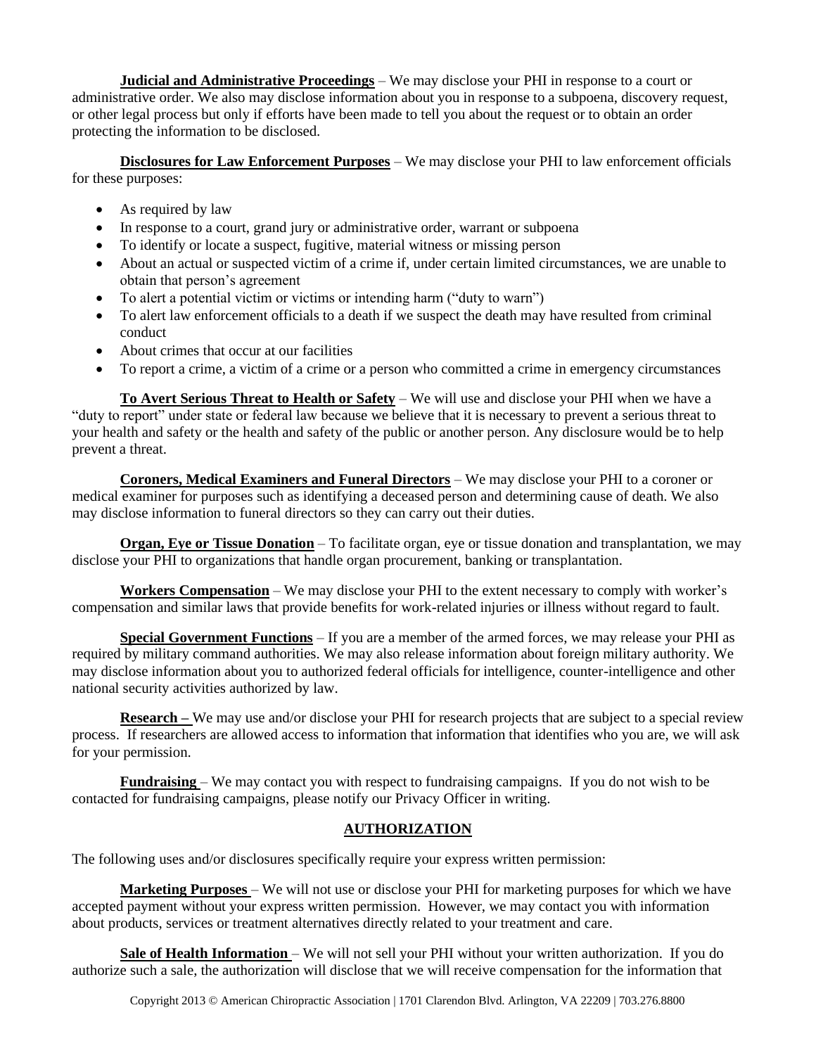**Judicial and Administrative Proceedings** – We may disclose your PHI in response to a court or administrative order. We also may disclose information about you in response to a subpoena, discovery request, or other legal process but only if efforts have been made to tell you about the request or to obtain an order protecting the information to be disclosed.

**Disclosures for Law Enforcement Purposes** – We may disclose your PHI to law enforcement officials for these purposes:

- As required by law
- In response to a court, grand jury or administrative order, warrant or subpoena
- To identify or locate a suspect, fugitive, material witness or missing person
- About an actual or suspected victim of a crime if, under certain limited circumstances, we are unable to obtain that person's agreement
- To alert a potential victim or victims or intending harm ("duty to warn")
- To alert law enforcement officials to a death if we suspect the death may have resulted from criminal conduct
- About crimes that occur at our facilities
- To report a crime, a victim of a crime or a person who committed a crime in emergency circumstances

**To Avert Serious Threat to Health or Safety** – We will use and disclose your PHI when we have a "duty to report" under state or federal law because we believe that it is necessary to prevent a serious threat to your health and safety or the health and safety of the public or another person. Any disclosure would be to help prevent a threat.

**Coroners, Medical Examiners and Funeral Directors** – We may disclose your PHI to a coroner or medical examiner for purposes such as identifying a deceased person and determining cause of death. We also may disclose information to funeral directors so they can carry out their duties.

**Organ, Eye or Tissue Donation** – To facilitate organ, eye or tissue donation and transplantation, we may disclose your PHI to organizations that handle organ procurement, banking or transplantation.

**Workers Compensation** – We may disclose your PHI to the extent necessary to comply with worker's compensation and similar laws that provide benefits for work-related injuries or illness without regard to fault.

**Special Government Functions** – If you are a member of the armed forces, we may release your PHI as required by military command authorities. We may also release information about foreign military authority. We may disclose information about you to authorized federal officials for intelligence, counter-intelligence and other national security activities authorized by law.

**Research –** We may use and/or disclose your PHI for research projects that are subject to a special review process. If researchers are allowed access to information that information that identifies who you are, we will ask for your permission.

**Fundraising** – We may contact you with respect to fundraising campaigns. If you do not wish to be contacted for fundraising campaigns, please notify our Privacy Officer in writing.

## AUTHORIZATION

The following uses and/or disclosures specifically require your express written permission:

**Marketing Purposes** – We will not use or disclose your PHI for marketing purposes for which we have accepted payment without your express written permission. However, we may contact you with information about products, services or treatment alternatives directly related to your treatment and care.

**Sale of Health Information** – We will not sell your PHI without your written authorization. If you do authorize such a sale, the authorization will disclose that we will receive compensation for the information that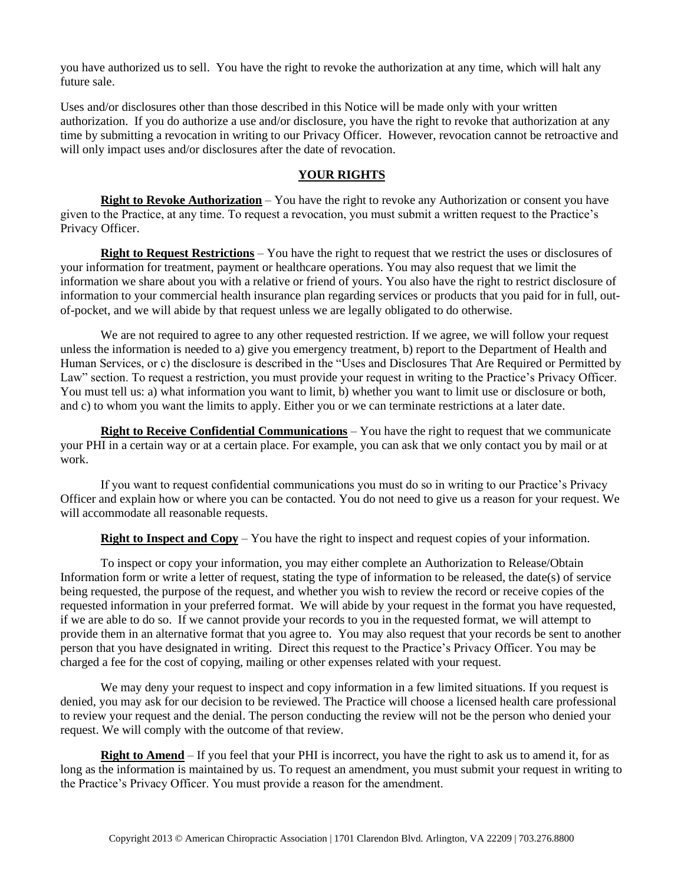you have authorized us to sell. You have the right to revoke the authorization at any time, which will halt any future sale.

Uses and/or disclosures other than those described in this Notice will be made only with your written authorization. If you do authorize a use and/or disclosure, you have the right to revoke that authorization at any time by submitting a revocation in writing to our Privacy Officer. However, revocation cannot be retroactive and will only impact uses and/or disclosures after the date of revocation.

## YOUR RIGHTS

**Right to Revoke Authorization** – You have the right to revoke any Authorization or consent you have given to the Practice, at any time. To request a revocation, you must submit a written request to the Practice's Privacy Officer.

**Right to Request Restrictions** – You have the right to request that we restrict the uses or disclosures of your information for treatment, payment or healthcare operations. You may also request that we limit the information we share about you with a relative or friend of yours. You also have the right to restrict disclosure of information to your commercial health insurance plan regarding services or products that you paid for in full, out-of-pocket, and we will abide by that request unless we are legally obligated to do otherwise.

We are not required to agree to any other requested restriction. If we agree, we will follow your request unless the information is needed to a) give you emergency treatment, b) report to the Department of Health and Human Services, or c) the disclosure is described in the "Uses and Disclosures That Are Required or Permitted by Law" section. To request a restriction, you must provide your request in writing to the Practice's Privacy Officer. You must tell us: a) what information you want to limit, b) whether you want to limit use or disclosure or both, and c) to whom you want the limits to apply. Either you or we can terminate restrictions at a later date.

**Right to Receive Confidential Communications** – You have the right to request that we communicate your PHI in a certain way or at a certain place. For example, you can ask that we only contact you by mail or at work.

If you want to request confidential communications you must do so in writing to our Practice's Privacy Officer and explain how or where you can be contacted. You do not need to give us a reason for your request. We will accommodate all reasonable requests.

**Right to Inspect and Copy** – You have the right to inspect and request copies of your information.

To inspect or copy your information, you may either complete an Authorization to Release/Obtain Information form or write a letter of request, stating the type of information to be released, the date(s) of service being requested, the purpose of the request, and whether you wish to review the record or receive copies of the requested information in your preferred format. We will abide by your request in the format you have requested, if we are able to do so. If we cannot provide your records to you in the requested format, we will attempt to provide them in an alternative format that you agree to. You may also request that your records be sent to another person that you have designated in writing. Direct this request to the Practice's Privacy Officer. You may be charged a fee for the cost of copying, mailing or other expenses related with your request.

We may deny your request to inspect and copy information in a few limited situations. If you request is denied, you may ask for our decision to be reviewed. The Practice will choose a licensed health care professional to review your request and the denial. The person conducting the review will not be the person who denied your request. We will comply with the outcome of that review.

**Right to Amend** – If you feel that your PHI is incorrect, you have the right to ask us to amend it, for as long as the information is maintained by us. To request an amendment, you must submit your request in writing to the Practice's Privacy Officer. You must provide a reason for the amendment.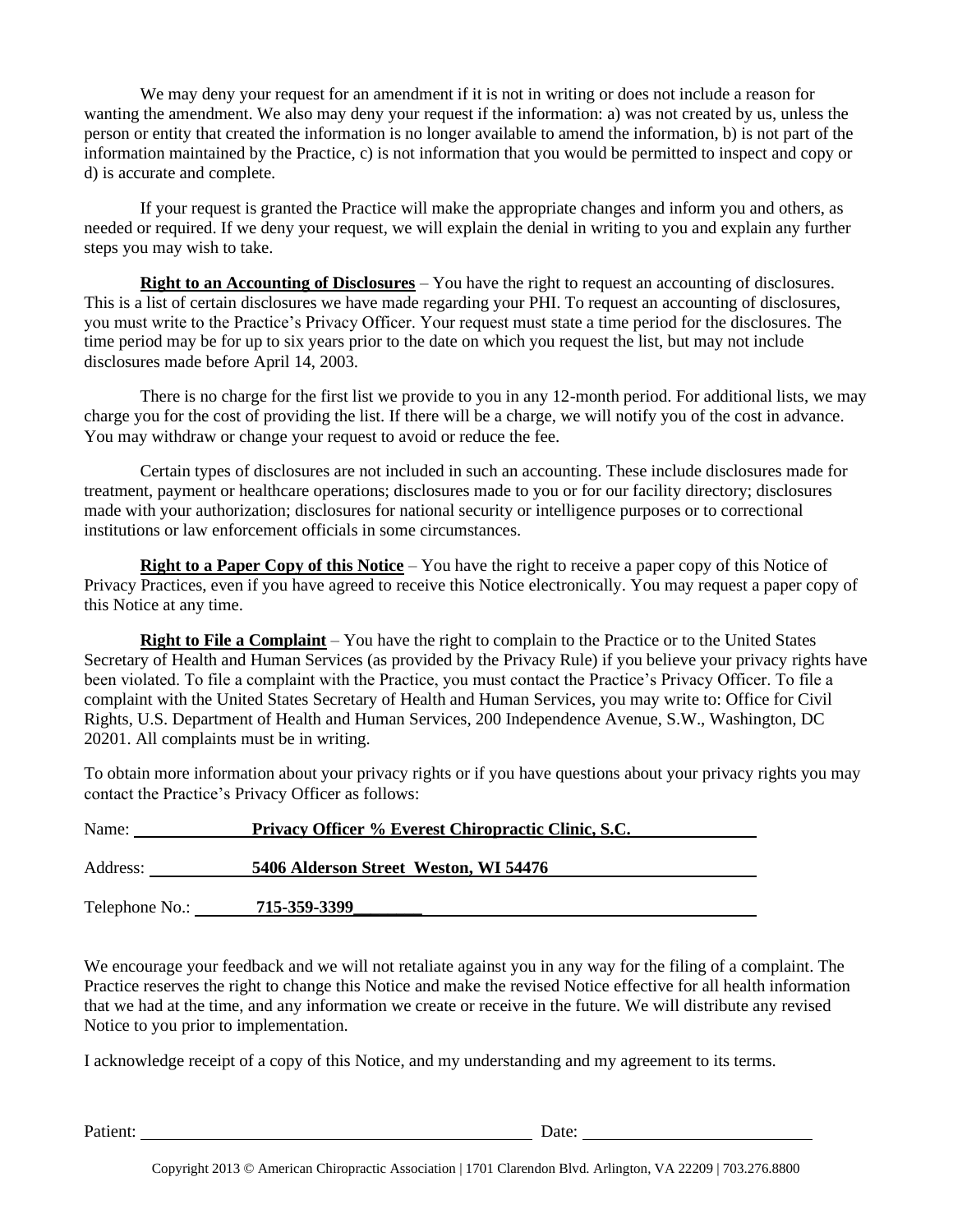We may deny your request for an amendment if it is not in writing or does not include a reason for wanting the amendment. We also may deny your request if the information: a) was not created by us, unless the person or entity that created the information is no longer available to amend the information, b) is not part of the information maintained by the Practice, c) is not information that you would be permitted to inspect and copy or d) is accurate and complete.

If your request is granted the Practice will make the appropriate changes and inform you and others, as needed or required. If we deny your request, we will explain the denial in writing to you and explain any further steps you may wish to take.

**Right to an Accounting of Disclosures** – You have the right to request an accounting of disclosures. This is a list of certain disclosures we have made regarding your PHI. To request an accounting of disclosures, you must write to the Practice's Privacy Officer. Your request must state a time period for the disclosures. The time period may be for up to six years prior to the date on which you request the list, but may not include disclosures made before April 14, 2003.

There is no charge for the first list we provide to you in any 12-month period. For additional lists, we may charge you for the cost of providing the list. If there will be a charge, we will notify you of the cost in advance. You may withdraw or change your request to avoid or reduce the fee.

Certain types of disclosures are not included in such an accounting. These include disclosures made for treatment, payment or healthcare operations; disclosures made to you or for our facility directory; disclosures made with your authorization; disclosures for national security or intelligence purposes or to correctional institutions or law enforcement officials in some circumstances.

**Right to a Paper Copy of this Notice** – You have the right to receive a paper copy of this Notice of Privacy Practices, even if you have agreed to receive this Notice electronically. You may request a paper copy of this Notice at any time.

**Right to File a Complaint** – You have the right to complain to the Practice or to the United States Secretary of Health and Human Services (as provided by the Privacy Rule) if you believe your privacy rights have been violated. To file a complaint with the Practice, you must contact the Practice's Privacy Officer. To file a complaint with the United States Secretary of Health and Human Services, you may write to: Office for Civil Rights, U.S. Department of Health and Human Services, 200 Independence Avenue, S.W., Washington, DC 20201. All complaints must be in writing.

To obtain more information about your privacy rights or if you have questions about your privacy rights you may contact the Practice's Privacy Officer as follows:

Name: **Privacy Officer % Everest Chiropractic Clinic, S.C.**

Address: **5406 Alderson Street Weston, WI 54476**

Telephone No.: **715-359-3399**________

We encourage your feedback and we will not retaliate against you in any way for the filing of a complaint. The Practice reserves the right to change this Notice and make the revised Notice effective for all health information that we had at the time, and any information we create or receive in the future. We will distribute any revised Notice to you prior to implementation.

I acknowledge receipt of a copy of this Notice, and my understanding and my agreement to its terms.

Patient: ______________________________________________ Date: ___________________________

Copyright 2013 © American Chiropractic Association | 1701 Clarendon Blvd. Arlington, VA 22209 | 703.276.8800